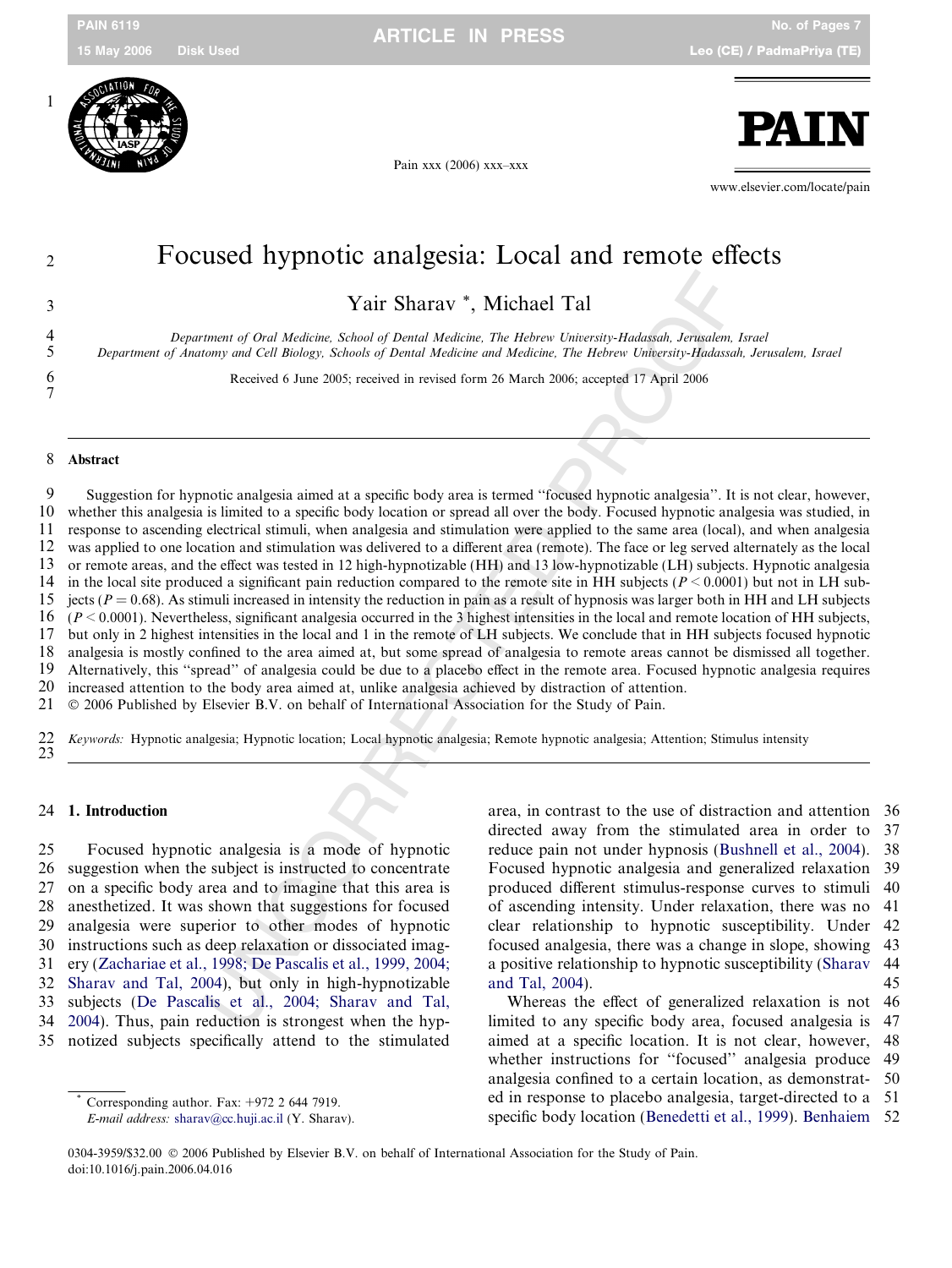# Focused hypnotic analgesia: Local and remote effects

Yair Sharav *, Michael Tal

*Department of Oral Medicine, School of Dental Medicine, The Hebrew University-Hadassah, Jerusalem, Israel*
*Department of Anatomy and Cell Biology, Schools of Dental Medicine and Medicine, The Hebrew University-Hadassah, Jerusalem, Israel*

Received 6 June 2005; received in revised form 26 March 2006; accepted 17 April 2006

## Abstract

Suggestion for hypnotic analgesia aimed at a specific body area is termed "focused hypnotic analgesia". It is not clear, however, whether this analgesia is limited to a specific body location or spread all over the body. Focused hypnotic analgesia was studied, in response to ascending electrical stimuli, when analgesia and stimulation were applied to the same area (local), and when analgesia was applied to one location and stimulation was delivered to a different area (remote). The face or leg served alternately as the local or remote areas, and the effect was tested in 12 high-hypnotizable (HH) and 13 low-hypnotizable (LH) subjects. Hypnotic analgesia in the local site produced a significant pain reduction compared to the remote site in HH subjects ($P < 0.0001$) but not in LH subjects ($P = 0.68$). As stimuli increased in intensity the reduction in pain as a result of hypnosis was larger both in HH and LH subjects ($P < 0.0001$). Nevertheless, significant analgesia occurred in the 3 highest intensities in the local and remote location of HH subjects, but only in 2 highest intensities in the local and 1 in the remote of LH subjects. We conclude that in HH subjects focused hypnotic analgesia is mostly confined to the area aimed at, but some spread of analgesia to remote areas cannot be dismissed all together. Alternatively, this "spread" of analgesia could be due to a placebo effect in the remote area. Focused hypnotic analgesia requires increased attention to the body area aimed at, unlike analgesia achieved by distraction of attention.
© 2006 Published by Elsevier B.V. on behalf of International Association for the Study of Pain.

*Keywords:* Hypnotic analgesia; Hypnotic location; Local hypnotic analgesia; Remote hypnotic analgesia; Attention; Stimulus intensity

## 1. Introduction

Focused hypnotic analgesia is a mode of hypnotic suggestion when the subject is instructed to concentrate on a specific body area and to imagine that this area is anesthetized. It was shown that suggestions for focused analgesia were superior to other modes of hypnotic instructions such as deep relaxation or dissociated imagery (Zachariae et al., 1998; De Pascalis et al., 1999, 2004; Sharav and Tal, 2004), but only in high-hypnotizable subjects (De Pascalis et al., 2004; Sharav and Tal, 2004). Thus, pain reduction is strongest when the hypnotized subjects specifically attend to the stimulated area, in contrast to the use of distraction and attention directed away from the stimulated area in order to reduce pain not under hypnosis (Bushnell et al., 2004). Focused hypnotic analgesia and generalized relaxation produced different stimulus-response curves to stimuli of ascending intensity. Under relaxation, there was no clear relationship to hypnotic susceptibility. Under focused analgesia, there was a change in slope, showing a positive relationship to hypnotic susceptibility (Sharav and Tal, 2004).

Whereas the effect of generalized relaxation is not limited to any specific body area, focused analgesia is aimed at a specific location. It is not clear, however, whether instructions for "focused" analgesia produce analgesia confined to a certain location, as demonstrated in response to placebo analgesia, target-directed to a specific body location (Benedetti et al., 1999). Benhaiem

* Corresponding author. Fax: +972 2 644 7919.
*E-mail address:* sharav@cc.huji.ac.il (Y. Sharav).

0304-3959/$32.00 © 2006 Published by Elsevier B.V. on behalf of International Association for the Study of Pain.
doi:10.1016/j.pain.2006.04.016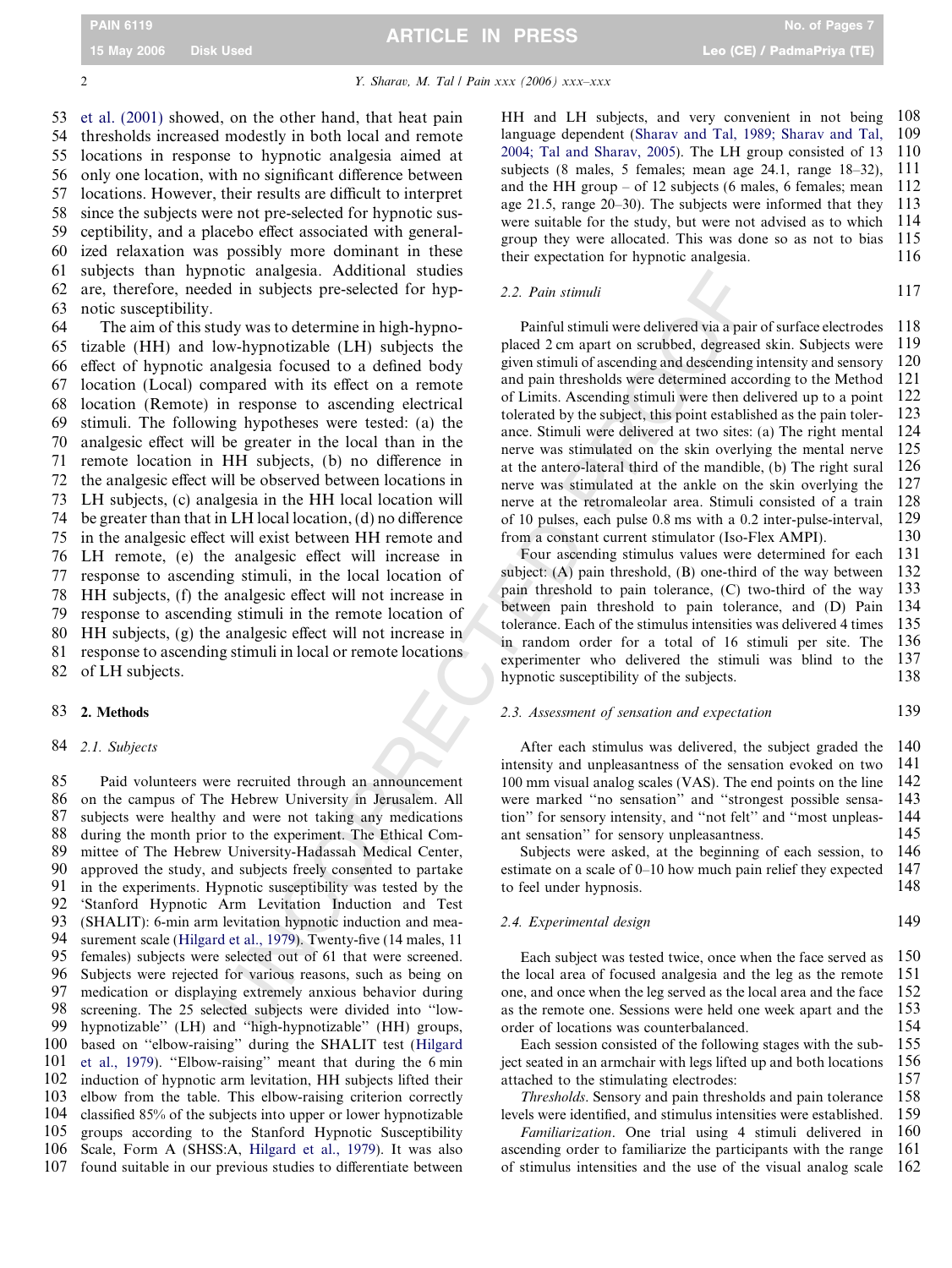et al. (2001) showed, on the other hand, that heat pain thresholds increased modestly in both local and remote locations in response to hypnotic analgesia aimed at only one location, with no significant difference between locations. However, their results are difficult to interpret since the subjects were not pre-selected for hypnotic susceptibility, and a placebo effect associated with generalized relaxation was possibly more dominant in these subjects than hypnotic analgesia. Additional studies are, therefore, needed in subjects pre-selected for hypnotic susceptibility.

The aim of this study was to determine in high-hypnotizable (HH) and low-hypnotizable (LH) subjects the effect of hypnotic analgesia focused to a defined body location (Local) compared with its effect on a remote location (Remote) in response to ascending electrical stimuli. The following hypotheses were tested: (a) the analgesic effect will be greater in the local than in the remote location in HH subjects, (b) no difference in the analgesic effect will be observed between locations in LH subjects, (c) analgesia in the HH local location will be greater than that in LH local location, (d) no difference in the analgesic effect will exist between HH remote and LH remote, (e) the analgesic effect will increase in response to ascending stimuli, in the local location of HH subjects, (f) the analgesic effect will not increase in response to ascending stimuli in the remote location of HH subjects, (g) the analgesic effect will not increase in response to ascending stimuli in local or remote locations of LH subjects.

## 2. Methods

### 2.1. Subjects

Paid volunteers were recruited through an announcement on the campus of The Hebrew University in Jerusalem. All subjects were healthy and were not taking any medications during the month prior to the experiment. The Ethical Committee of The Hebrew University-Hadassah Medical Center, approved the study, and subjects freely consented to partake in the experiments. Hypnotic susceptibility was tested by the 'Stanford Hypnotic Arm Levitation Induction and Test (SHALIT): 6-min arm levitation hypnotic induction and measurement scale (Hilgard et al., 1979). Twenty-five (14 males, 11 females) subjects were selected out of 61 that were screened. Subjects were rejected for various reasons, such as being on medication or displaying extremely anxious behavior during screening. The 25 selected subjects were divided into "low-hypnotizable" (LH) and "high-hypnotizable" (HH) groups, based on "elbow-raising" during the SHALIT test (Hilgard et al., 1979). "Elbow-raising" meant that during the 6 min induction of hypnotic arm levitation, HH subjects lifted their elbow from the table. This elbow-raising criterion correctly classified 85% of the subjects into upper or lower hypnotizable groups according to the Stanford Hypnotic Susceptibility Scale, Form A (SHSS:A, Hilgard et al., 1979). It was also found suitable in our previous studies to differentiate between HH and LH subjects, and very convenient in not being language dependent (Sharav and Tal, 1989; Sharav and Tal, 2004; Tal and Sharav, 2005). The LH group consisted of 13 subjects (8 males, 5 females; mean age 24.1, range 18–32), and the HH group – of 12 subjects (6 males, 6 females; mean age 21.5, range 20–30). The subjects were informed that they were suitable for the study, but were not advised as to which group they were allocated. This was done so as not to bias their expectation for hypnotic analgesia.

### 2.2. Pain stimuli

Painful stimuli were delivered via a pair of surface electrodes placed 2 cm apart on scrubbed, degreased skin. Subjects were given stimuli of ascending and descending intensity and sensory and pain thresholds were determined according to the Method of Limits. Ascending stimuli were then delivered up to a point tolerated by the subject, this point established as the pain tolerance. Stimuli were delivered at two sites: (a) The right mental nerve was stimulated on the skin overlying the mental nerve at the antero-lateral third of the mandible, (b) The right sural nerve was stimulated at the ankle on the skin overlying the nerve at the retromaleolar area. Stimuli consisted of a train of 10 pulses, each pulse 0.8 ms with a 0.2 inter-pulse-interval, from a constant current stimulator (Iso-Flex AMPI).

Four ascending stimulus values were determined for each subject: (A) pain threshold, (B) one-third of the way between pain threshold to pain tolerance, (C) two-third of the way between pain threshold to pain tolerance, and (D) Pain tolerance. Each of the stimulus intensities was delivered 4 times in random order for a total of 16 stimuli per site. The experimenter who delivered the stimuli was blind to the hypnotic susceptibility of the subjects.

### 2.3. Assessment of sensation and expectation

After each stimulus was delivered, the subject graded the intensity and unpleasantness of the sensation evoked on two 100 mm visual analog scales (VAS). The end points on the line were marked "no sensation" and "strongest possible sensation" for sensory intensity, and "not felt" and "most unpleasant sensation" for sensory unpleasantness.

Subjects were asked, at the beginning of each session, to estimate on a scale of 0–10 how much pain relief they expected to feel under hypnosis.

### 2.4. Experimental design

Each subject was tested twice, once when the face served as the local area of focused analgesia and the leg as the remote one, and once when the leg served as the local area and the face as the remote one. Sessions were held one week apart and the order of locations was counterbalanced.

Each session consisted of the following stages with the subject seated in an armchair with legs lifted up and both locations attached to the stimulating electrodes:

*Thresholds*. Sensory and pain thresholds and pain tolerance levels were identified, and stimulus intensities were established.

*Familiarization*. One trial using 4 stimuli delivered in ascending order to familiarize the participants with the range of stimulus intensities and the use of the visual analog scale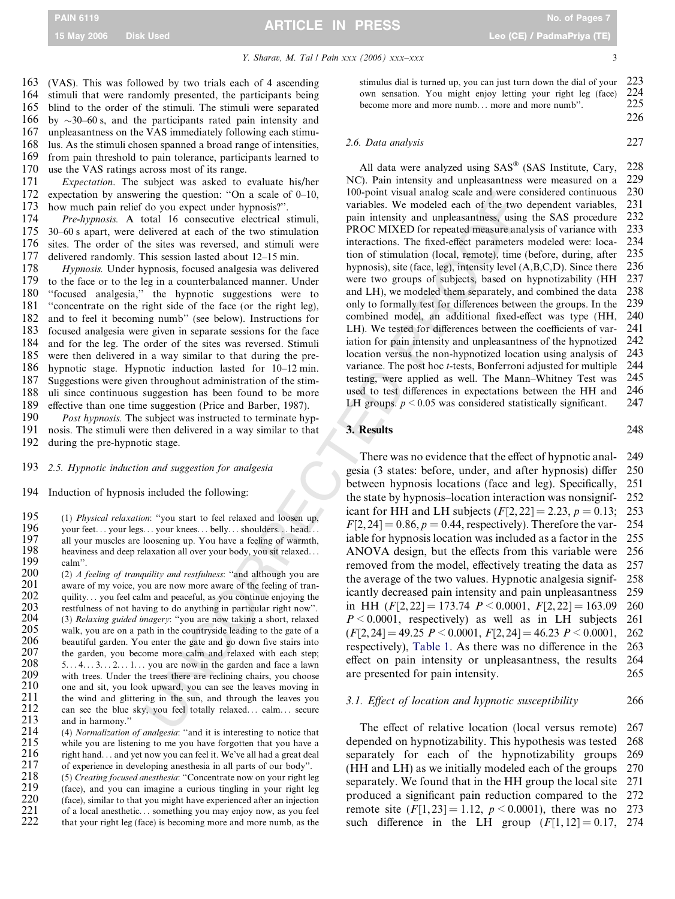(VAS). This was followed by two trials each of 4 ascending stimuli that were randomly presented, the participants being blind to the order of the stimuli. The stimuli were separated by ~30–60 s, and the participants rated pain intensity and unpleasantness on the VAS immediately following each stimulus. As the stimuli chosen spanned a broad range of intensities, from pain threshold to pain tolerance, participants learned to use the VAS ratings across most of its range.

*Expectation.* The subject was asked to evaluate his/her expectation by answering the question: "On a scale of 0–10, how much pain relief do you expect under hypnosis?".

*Pre-hypnosis.* A total 16 consecutive electrical stimuli, 30–60 s apart, were delivered at each of the two stimulation sites. The order of the sites was reversed, and stimuli were delivered randomly. This session lasted about 12–15 min.

*Hypnosis.* Under hypnosis, focused analgesia was delivered to the face or to the leg in a counterbalanced manner. Under "focused analgesia," the hypnotic suggestions were to "concentrate on the right side of the face (or the right leg), and to feel it becoming numb" (see below). Instructions for focused analgesia were given in separate sessions for the face and for the leg. The order of the sites was reversed. Stimuli were then delivered in a way similar to that during the pre-hypnotic stage. Hypnotic induction lasted for 10–12 min. Suggestions were given throughout administration of the stimuli since continuous suggestion has been found to be more effective than one time suggestion (Price and Barber, 1987).

*Post hypnosis.* The subject was instructed to terminate hypnosis. The stimuli were then delivered in a way similar to that during the pre-hypnotic stage.

### 2.5. Hypnotic induction and suggestion for analgesia

Induction of hypnosis included the following:

> (1) *Physical relaxation*: "you start to feel relaxed and loosen up, your feet… your legs… your knees… belly… shoulders… head… all your muscles are loosening up. You have a feeling of warmth, heaviness and deep relaxation all over your body, you sit relaxed… calm".
> (2) *A feeling of tranquility and restfulness*: "and although you are aware of my voice, you are now more aware of the feeling of tranquility… you feel calm and peaceful, as you continue enjoying the restfulness of not having to do anything in particular right now".
> (3) *Relaxing guided imagery*: "you are now taking a short, relaxed walk, you are on a path in the countryside leading to the gate of a beautiful garden. You enter the gate and go down five stairs into the garden, you become more calm and relaxed with each step; 5… 4… 3… 2… 1… you are now in the garden and face a lawn with trees. Under the trees there are reclining chairs, you choose one and sit, you look upward, you can see the leaves moving in the wind and glittering in the sun, and through the leaves you can see the blue sky, you feel totally relaxed… calm… secure and in harmony."
> (4) *Normalization of analgesia*: "and it is interesting to notice that while you are listening to me you have forgotten that you have a right hand… and yet now you can feel it. We've all had a great deal of experience in developing anesthesia in all parts of our body".
> (5) *Creating focused anesthesia*: "Concentrate now on your right leg (face), and you can imagine a curious tingling in your right leg (face), similar to that you might have experienced after an injection of a local anesthetic… something you may enjoy now, as you feel that your right leg (face) is becoming more and more numb, as the stimulus dial is turned up, you can just turn down the dial of your own sensation. You might enjoy letting your right leg (face) become more and more numb… more and more numb".

### 2.6. Data analysis

All data were analyzed using SAS® (SAS Institute, Cary, NC). Pain intensity and unpleasantness were measured on a 100-point visual analog scale and were considered continuous variables. We modeled each of the two dependent variables, pain intensity and unpleasantness, using the SAS procedure PROC MIXED for repeated measure analysis of variance with interactions. The fixed-effect parameters modeled were: location of stimulation (local, remote), time (before, during, after hypnosis), site (face, leg), intensity level (A,B,C,D). Since there were two groups of subjects, based on hypnotizability (HH and LH), we modeled them separately, and combined the data only to formally test for differences between the groups. In the combined model, an additional fixed-effect was type (HH, LH). We tested for differences between the coefficients of variation for pain intensity and unpleasantness of the hypnotized location versus the non-hypnotized location using analysis of variance. The post hoc *t*-tests, Bonferroni adjusted for multiple testing, were applied as well. The Mann–Whitney Test was used to test differences in expectations between the HH and LH groups. $p < 0.05$ was considered statistically significant.

## 3. Results

There was no evidence that the effect of hypnotic analgesia (3 states: before, under, and after hypnosis) differ between hypnosis locations (face and leg). Specifically, the state by hypnosis–location interaction was nonsignificant for HH and LH subjects ($F[2,22] = 2.23$, $p = 0.13$; $F[2,24] = 0.86$, $p = 0.44$, respectively). Therefore the variable for hypnosis location was included as a factor in the ANOVA design, but the effects from this variable were removed from the model, effectively treating the data as the average of the two values. Hypnotic analgesia significantly decreased pain intensity and pain unpleasantness in HH ($F[2,22] = 173.74$ $P < 0.0001$, $F[2,22] = 163.09$ $P < 0.0001$, respectively) as well as in LH subjects ($F[2,24] = 49.25$ $P < 0.0001$, $F[2,24] = 46.23$ $P < 0.0001$, respectively), Table 1. As there was no difference in the effect on pain intensity or unpleasantness, the results are presented for pain intensity.

### 3.1. Effect of location and hypnotic susceptibility

The effect of relative location (local versus remote) depended on hypnotizability. This hypothesis was tested separately for each of the hypnotizability groups (HH and LH) as we initially modeled each of the groups separately. We found that in the HH group the local site produced a significant pain reduction compared to the remote site ($F[1,23] = 1.12$, $p < 0.0001$), there was no such difference in the LH group ($F[1,12] = 0.17$,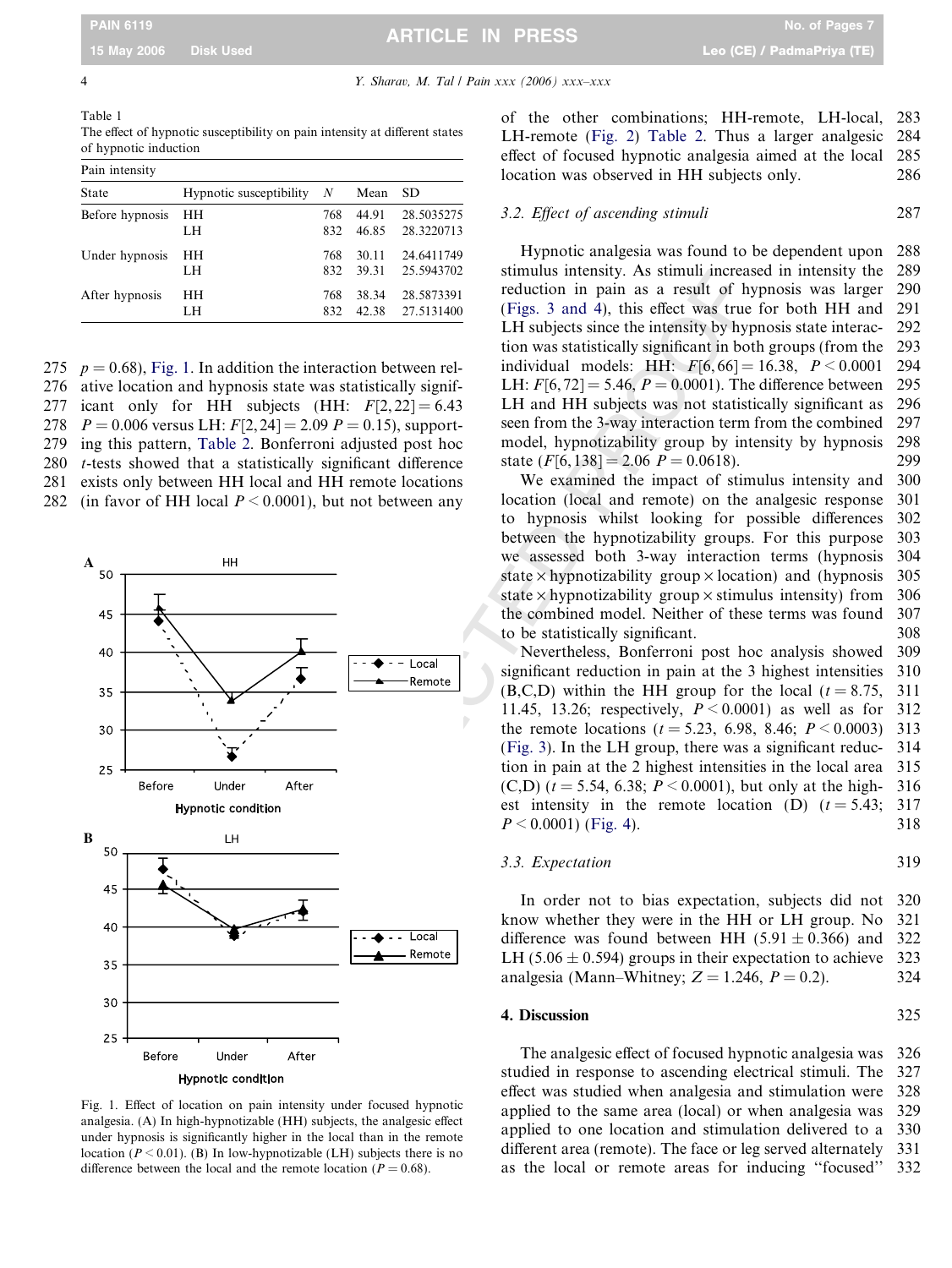Table 1
The effect of hypnotic susceptibility on pain intensity at different states of hypnotic induction

| Pain intensity | | | | |
|---|---|---|---|---|
| State | Hypnotic susceptibility | N | Mean | SD |
| Before hypnosis | HH | 768 | 44.91 | 28.5035275 |
| | LH | 832 | 46.85 | 28.3220713 |
| Under hypnosis | HH | 768 | 30.11 | 24.6411749 |
| | LH | 832 | 39.31 | 25.5943702 |
| After hypnosis | HH | 768 | 38.34 | 28.5873391 |
| | LH | 832 | 42.38 | 27.5131400 |

$p = 0.68$), Fig. 1. In addition the interaction between relative location and hypnosis state was statistically significant only for HH subjects (HH: $F[2, 22] = 6.43$ $P = 0.006$ versus LH: $F[2, 24] = 2.09$ $P = 0.15$), supporting this pattern, Table 2. Bonferroni adjusted post hoc $t$-tests showed that a statistically significant difference exists only between HH local and HH remote locations (in favor of HH local $P < 0.0001$), but not between any of the other combinations; HH-remote, LH-local, LH-remote (Fig. 2) Table 2. Thus a larger analgesic effect of focused hypnotic analgesia aimed at the local location was observed in HH subjects only.

Fig. 1. Effect of location on pain intensity under focused hypnotic analgesia. (A) In high-hypnotizable (HH) subjects, the analgesic effect under hypnosis is significantly higher in the local than in the remote location ($P < 0.01$). (B) In low-hypnotizable (LH) subjects there is no difference between the local and the remote location ($P = 0.68$).

### 3.2. Effect of ascending stimuli

Hypnotic analgesia was found to be dependent upon stimulus intensity. As stimuli increased in intensity the reduction in pain as a result of hypnosis was larger (Figs. 3 and 4), this effect was true for both HH and LH subjects since the intensity by hypnosis state interaction was statistically significant in both groups (from the individual models: HH: $F[6, 66] = 16.38$, $P < 0.0001$ LH: $F[6, 72] = 5.46$, $P = 0.0001$). The difference between LH and HH subjects was not statistically significant as seen from the 3-way interaction term from the combined model, hypnotizability group by intensity by hypnosis state ($F[6, 138] = 2.06$ $P = 0.0618$).

We examined the impact of stimulus intensity and location (local and remote) on the analgesic response to hypnosis whilst looking for possible differences between the hypnotizability groups. For this purpose we assessed both 3-way interaction terms (hypnosis state × hypnotizability group × location) and (hypnosis state × hypnotizability group × stimulus intensity) from the combined model. Neither of these terms was found to be statistically significant.

Nevertheless, Bonferroni post hoc analysis showed significant reduction in pain at the 3 highest intensities (B,C,D) within the HH group for the local ($t = 8.75$, 11.45, 13.26; respectively, $P < 0.0001$) as well as for the remote locations ($t = 5.23$, 6.98, 8.46; $P < 0.0003$) (Fig. 3). In the LH group, there was a significant reduction in pain at the 2 highest intensities in the local area (C,D) ($t = 5.54$, 6.38; $P < 0.0001$), but only at the highest intensity in the remote location (D) ($t = 5.43$; $P < 0.0001$) (Fig. 4).

### 3.3. Expectation

In order not to bias expectation, subjects did not know whether they were in the HH or LH group. No difference was found between HH ($5.91 \pm 0.366$) and LH ($5.06 \pm 0.594$) groups in their expectation to achieve analgesia (Mann–Whitney; $Z = 1.246$, $P = 0.2$).

## 4. Discussion

The analgesic effect of focused hypnotic analgesia was studied in response to ascending electrical stimuli. The effect was studied when analgesia and stimulation were applied to the same area (local) or when analgesia was applied to one location and stimulation delivered to a different area (remote). The face or leg served alternately as the local or remote areas for inducing "focused"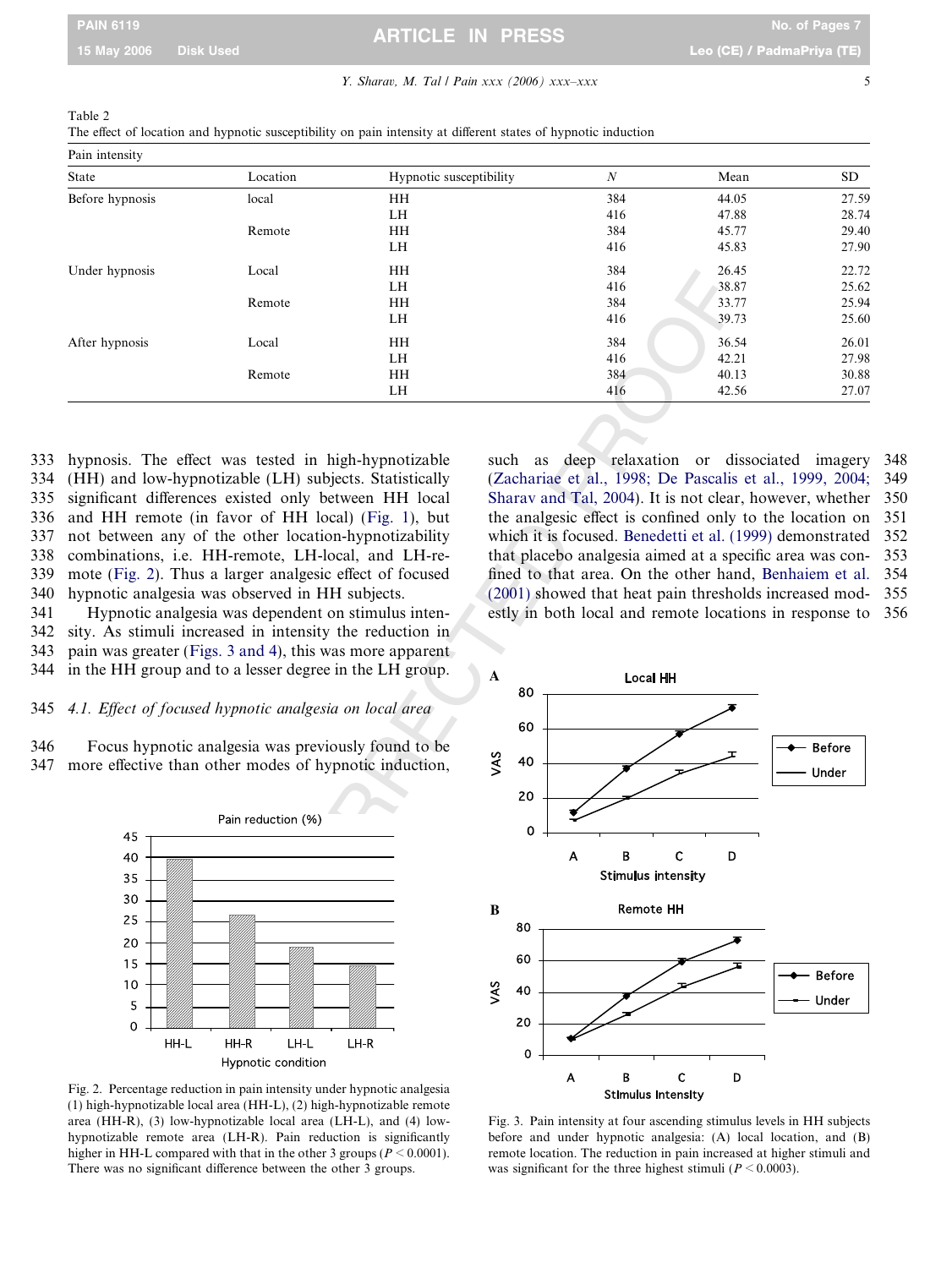Table 2
The effect of location and hypnotic susceptibility on pain intensity at different states of hypnotic induction

| Pain intensity | | | | | |
|---|---|---|---|---|---|
| State | Location | Hypnotic susceptibility | *N* | Mean | SD |
| Before hypnosis | local | HH | 384 | 44.05 | 27.59 |
| | | LH | 416 | 47.88 | 28.74 |
| | Remote | HH | 384 | 45.77 | 29.40 |
| | | LH | 416 | 45.83 | 27.90 |
| Under hypnosis | Local | HH | 384 | 26.45 | 22.72 |
| | | LH | 416 | 38.87 | 25.62 |
| | Remote | HH | 384 | 33.77 | 25.94 |
| | | LH | 416 | 39.73 | 25.60 |
| After hypnosis | Local | HH | 384 | 36.54 | 26.01 |
| | | LH | 416 | 42.21 | 27.98 |
| | Remote | HH | 384 | 40.13 | 30.88 |
| | | LH | 416 | 42.56 | 27.07 |

hypnosis. The effect was tested in high-hypnotizable (HH) and low-hypnotizable (LH) subjects. Statistically significant differences existed only between HH local and HH remote (in favor of HH local) (Fig. 1), but not between any of the other location-hypnotizability combinations, i.e. HH-remote, LH-local, and LH-remote (Fig. 2). Thus a larger analgesic effect of focused hypnotic analgesia was observed in HH subjects.

Hypnotic analgesia was dependent on stimulus intensity. As stimuli increased in intensity the reduction in pain was greater (Figs. 3 and 4), this was more apparent in the HH group and to a lesser degree in the LH group.

### 4.1. Effect of focused hypnotic analgesia on local area

Focus hypnotic analgesia was previously found to be more effective than other modes of hypnotic induction, such as deep relaxation or dissociated imagery (Zachariae et al., 1998; De Pascalis et al., 1999, 2004; Sharav and Tal, 2004). It is not clear, however, whether the analgesic effect is confined only to the location on which it is focused. Benedetti et al. (1999) demonstrated that placebo analgesia aimed at a specific area was confined to that area. On the other hand, Benhaiem et al. (2001) showed that heat pain thresholds increased modestly in both local and remote locations in response to

Fig. 2. Percentage reduction in pain intensity under hypnotic analgesia (1) high-hypnotizable local area (HH-L), (2) high-hypnotizable remote area (HH-R), (3) low-hypnotizable local area (LH-L), and (4) low-hypnotizable remote area (LH-R). Pain reduction is significantly higher in HH-L compared with that in the other 3 groups ($P < 0.0001$). There was no significant difference between the other 3 groups.

Fig. 3. Pain intensity at four ascending stimulus levels in HH subjects before and under hypnotic analgesia: (A) local location, and (B) remote location. The reduction in pain increased at higher stimuli and was significant for the three highest stimuli ($P < 0.0003$).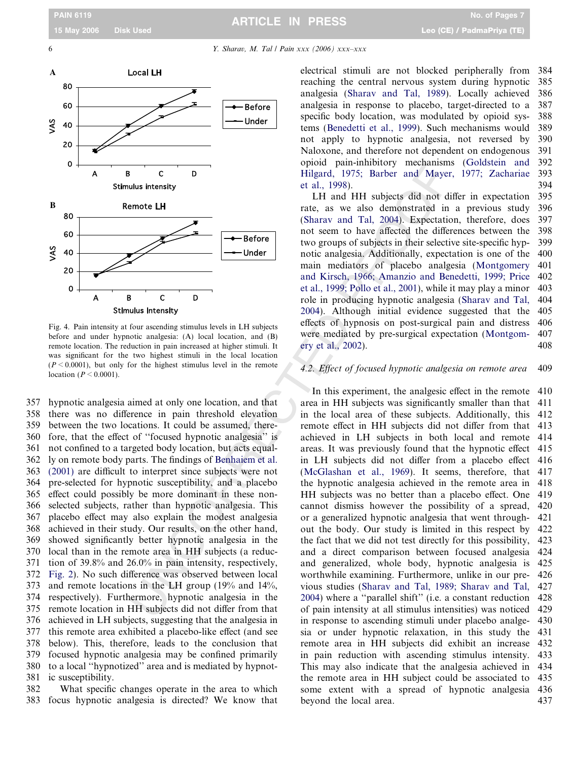Fig. 4. Pain intensity at four ascending stimulus levels in LH subjects before and under hypnotic analgesia: (A) local location, and (B) remote location. The reduction in pain increased at higher stimuli. It was significant for the two highest stimuli in the local location ($P < 0.0001$), but only for the highest stimulus level in the remote location ($P < 0.0001$).

hypnotic analgesia aimed at only one location, and that there was no difference in pain threshold elevation between the two locations. It could be assumed, therefore, that the effect of "focused hypnotic analgesia" is not confined to a targeted body location, but acts equally on remote body parts. The findings of Benhaiem et al. (2001) are difficult to interpret since subjects were not pre-selected for hypnotic susceptibility, and a placebo effect could possibly be more dominant in these non-selected subjects, rather than hypnotic analgesia. This placebo effect may also explain the modest analgesia achieved in their study. Our results, on the other hand, showed significantly better hypnotic analgesia in the local than in the remote area in HH subjects (a reduction of 39.8% and 26.0% in pain intensity, respectively, Fig. 2). No such difference was observed between local and remote locations in the LH group (19% and 14%, respectively). Furthermore, hypnotic analgesia in the remote location in HH subjects did not differ from that achieved in LH subjects, suggesting that the analgesia in this remote area exhibited a placebo-like effect (and see below). This, therefore, leads to the conclusion that focused hypnotic analgesia may be confined primarily to a local "hypnotized" area and is mediated by hypnotic susceptibility.

What specific changes operate in the area to which focus hypnotic analgesia is directed? We know that electrical stimuli are not blocked peripherally from reaching the central nervous system during hypnotic analgesia (Sharav and Tal, 1989). Locally achieved analgesia in response to placebo, target-directed to a specific body location, was modulated by opioid systems (Benedetti et al., 1999). Such mechanisms would not apply to hypnotic analgesia, not reversed by Naloxone, and therefore not dependent on endogenous opioid pain-inhibitory mechanisms (Goldstein and Hilgard, 1975; Barber and Mayer, 1977; Zachariae et al., 1998).

LH and HH subjects did not differ in expectation rate, as we also demonstrated in a previous study (Sharav and Tal, 2004). Expectation, therefore, does not seem to have affected the differences between the two groups of subjects in their selective site-specific hypnotic analgesia. Additionally, expectation is one of the main mediators of placebo analgesia (Montgomery and Kirsch, 1966; Amanzio and Benedetti, 1999; Price et al., 1999; Pollo et al., 2001), while it may play a minor role in producing hypnotic analgesia (Sharav and Tal, 2004). Although initial evidence suggested that the effects of hypnosis on post-surgical pain and distress were mediated by pre-surgical expectation (Montgomery et al., 2002).

### 4.2. Effect of focused hypnotic analgesia on remote area

In this experiment, the analgesic effect in the remote area in HH subjects was significantly smaller than that in the local area of these subjects. Additionally, this remote effect in HH subjects did not differ from that achieved in LH subjects in both local and remote areas. It was previously found that the hypnotic effect in LH subjects did not differ from a placebo effect (McGlashan et al., 1969). It seems, therefore, that the hypnotic analgesia achieved in the remote area in HH subjects was no better than a placebo effect. One cannot dismiss however the possibility of a spread, or a generalized hypnotic analgesia that went throughout the body. Our study is limited in this respect by the fact that we did not test directly for this possibility, and a direct comparison between focused analgesia and generalized, whole body, hypnotic analgesia is worthwhile examining. Furthermore, unlike in our previous studies (Sharav and Tal, 1989; Sharav and Tal, 2004) where a "parallel shift" (i.e. a constant reduction of pain intensity at all stimulus intensities) was noticed in response to ascending stimuli under placebo analgesia or under hypnotic relaxation, in this study the remote area in HH subjects did exhibit an increase in pain reduction with ascending stimulus intensity. This may also indicate that the analgesia achieved in the remote area in HH subject could be associated to some extent with a spread of hypnotic analgesia beyond the local area.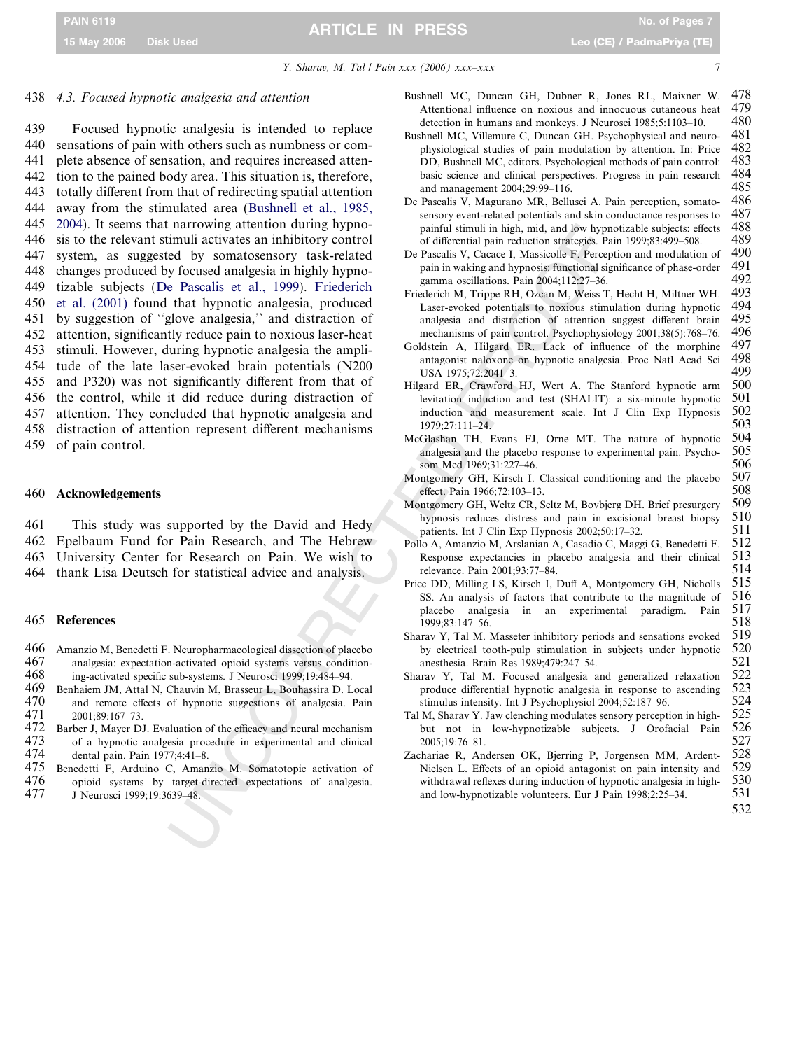### 4.3. Focused hypnotic analgesia and attention

Focused hypnotic analgesia is intended to replace sensations of pain with others such as numbness or complete absence of sensation, and requires increased attention to the pained body area. This situation is, therefore, totally different from that of redirecting spatial attention away from the stimulated area (Bushnell et al., 1985, 2004). It seems that narrowing attention during hypnosis to the relevant stimuli activates an inhibitory control system, as suggested by somatosensory task-related changes produced by focused analgesia in highly hypnotizable subjects (De Pascalis et al., 1999). Friederich et al. (2001) found that hypnotic analgesia, produced by suggestion of ''glove analgesia,'' and distraction of attention, significantly reduce pain to noxious laser-heat stimuli. However, during hypnotic analgesia the amplitude of the late laser-evoked brain potentials (N200 and P320) was not significantly different from that of the control, while it did reduce during distraction of attention. They concluded that hypnotic analgesia and distraction of attention represent different mechanisms of pain control.

## Acknowledgements

This study was supported by the David and Hedy Epelbaum Fund for Pain Research, and The Hebrew University Center for Research on Pain. We wish to thank Lisa Deutsch for statistical advice and analysis.

## References

Amanzio M, Benedetti F. Neuropharmacological dissection of placebo analgesia: expectation-activated opioid systems versus conditioning-activated specific sub-systems. J Neurosci 1999;19:484–94.

Benhaiem JM, Attal N, Chauvin M, Brasseur L, Bouhassira D. Local and remote effects of hypnotic suggestions of analgesia. Pain 2001;89:167–73.

Barber J, Mayer DJ. Evaluation of the efficacy and neural mechanism of a hypnotic analgesia procedure in experimental and clinical dental pain. Pain 1977;4:41–8.

Benedetti F, Arduino C, Amanzio M. Somatotopic activation of opioid systems by target-directed expectations of analgesia. J Neurosci 1999;19:3639–48.

Bushnell MC, Duncan GH, Dubner R, Jones RL, Maixner W. Attentional influence on noxious and innocuous cutaneous heat detection in humans and monkeys. J Neurosci 1985;5:1103–10.

Bushnell MC, Villemure C, Duncan GH. Psychophysical and neurophysiological studies of pain modulation by attention. In: Price DD, Bushnell MC, editors. Psychological methods of pain control: basic science and clinical perspectives. Progress in pain research and management 2004;29:99–116.

De Pascalis V, Magurano MR, Bellusci A. Pain perception, somatosensory event-related potentials and skin conductance responses to painful stimuli in high, mid, and low hypnotizable subjects: effects of differential pain reduction strategies. Pain 1999;83:499–508.

De Pascalis V, Cacace I, Massicolle F. Perception and modulation of pain in waking and hypnosis: functional significance of phase-order gamma oscillations. Pain 2004;112:27–36.

Friederich M, Trippe RH, Ozcan M, Weiss T, Hecht H, Miltner WH. Laser-evoked potentials to noxious stimulation during hypnotic analgesia and distraction of attention suggest different brain mechanisms of pain control. Psychophysiology 2001;38(5):768–76.

Goldstein A, Hilgard ER. Lack of influence of the morphine antagonist naloxone on hypnotic analgesia. Proc Natl Acad Sci USA 1975;72:2041–3.

Hilgard ER, Crawford HJ, Wert A. The Stanford hypnotic arm levitation induction and test (SHALIT): a six-minute hypnotic induction and measurement scale. Int J Clin Exp Hypnosis 1979;27:111–24.

McGlashan TH, Evans FJ, Orne MT. The nature of hypnotic analgesia and the placebo response to experimental pain. Psychosom Med 1969;31:227–46.

Montgomery GH, Kirsch I. Classical conditioning and the placebo effect. Pain 1966;72:103–13.

Montgomery GH, Weltz CR, Seltz M, Bovbjerg DH. Brief presurgery hypnosis reduces distress and pain in excisional breast biopsy patients. Int J Clin Exp Hypnosis 2002;50:17–32.

Pollo A, Amanzio M, Arslanian A, Casadio C, Maggi G, Benedetti F. Response expectancies in placebo analgesia and their clinical relevance. Pain 2001;93:77–84.

Price DD, Milling LS, Kirsch I, Duff A, Montgomery GH, Nicholls SS. An analysis of factors that contribute to the magnitude of placebo analgesia in an experimental paradigm. Pain 1999;83:147–56.

Sharav Y, Tal M. Masseter inhibitory periods and sensations evoked by electrical tooth-pulp stimulation in subjects under hypnotic anesthesia. Brain Res 1989;479:247–54.

Sharav Y, Tal M. Focused analgesia and generalized relaxation produce differential hypnotic analgesia in response to ascending stimulus intensity. Int J Psychophysiol 2004;52:187–96.

Tal M, Sharav Y. Jaw clenching modulates sensory perception in high- but not in low-hypnotizable subjects. J Orofacial Pain 2005;19:76–81.

Zachariae R, Andersen OK, Bjerring P, Jorgensen MM, Arendt-Nielsen L. Effects of an opioid antagonist on pain intensity and withdrawal reflexes during induction of hypnotic analgesia in high- and low-hypnotizable volunteers. Eur J Pain 1998;2:25–34.